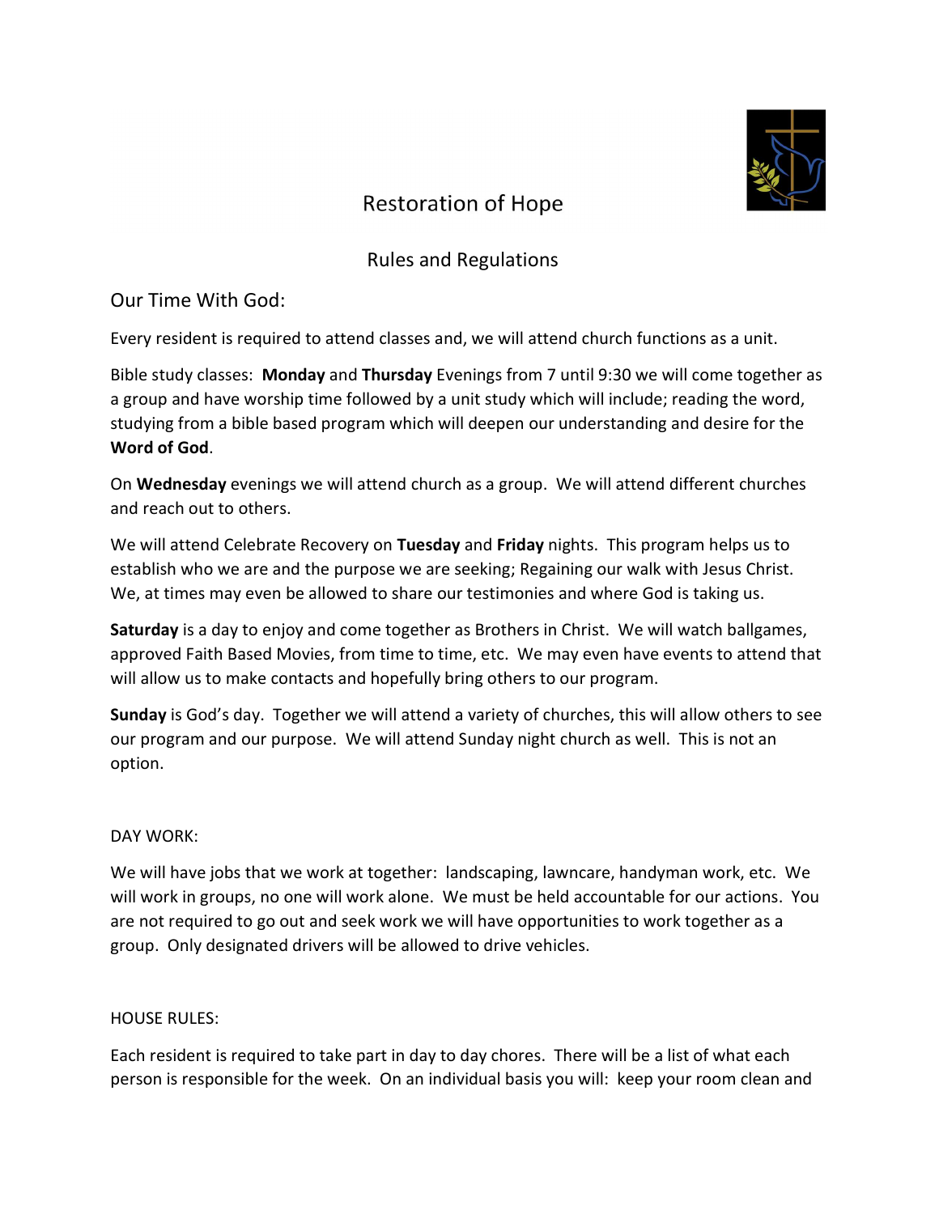# Restoration of Hope

## Rules and Regulations

### Our Time With God:

Every resident is required to attend classes and, we will attend church functions as a unit.

Bible study classes: **Monday** and **Thursday** Evenings from 7 until 9:30 we will come together as a group and have worship time followed by a unit study which will include; reading the word, studying from a bible based program which will deepen our understanding and desire for the **Word of God**.

On **Wednesday** evenings we will attend church as a group. We will attend different churches and reach out to others.

We will attend Celebrate Recovery on **Tuesday** and **Friday** nights. This program helps us to establish who we are and the purpose we are seeking; Regaining our walk with Jesus Christ. We, at times may even be allowed to share our testimonies and where God is taking us.

**Saturday** is a day to enjoy and come together as Brothers in Christ. We will watch ballgames, approved Faith Based Movies, from time to time, etc. We may even have events to attend that will allow us to make contacts and hopefully bring others to our program.

**Sunday** is God's day. Together we will attend a variety of churches, this will allow others to see our program and our purpose. We will attend Sunday night church as well. This is not an option.

### DAY WORK:

We will have jobs that we work at together: landscaping, lawncare, handyman work, etc. We will work in groups, no one will work alone. We must be held accountable for our actions. You are not required to go out and seek work we will have opportunities to work together as a group. Only designated drivers will be allowed to drive vehicles.

### HOUSE RULES:

Each resident is required to take part in day to day chores. There will be a list of what each person is responsible for the week. On an individual basis you will: keep your room clean and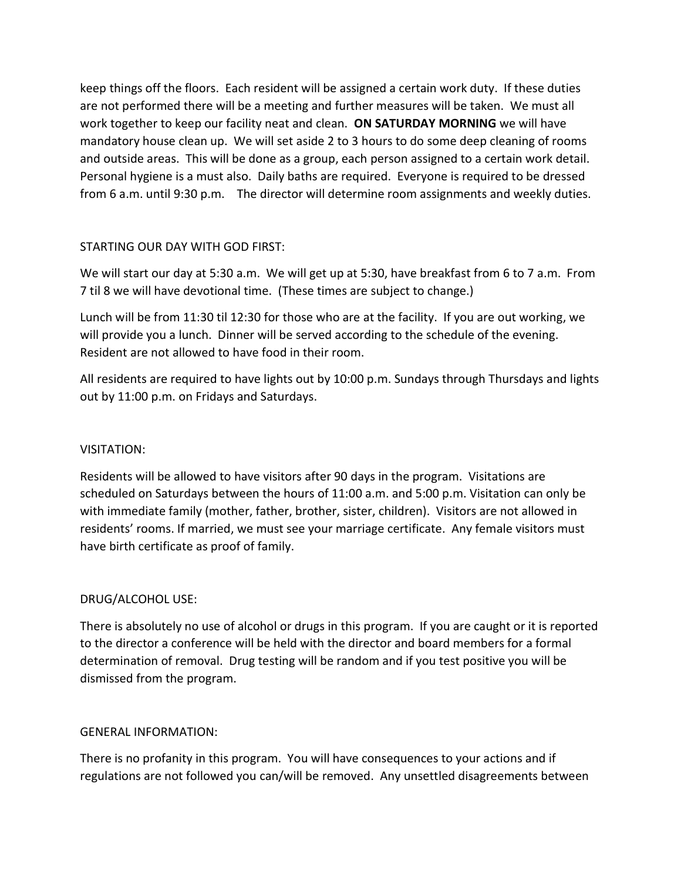keep things off the floors. Each resident will be assigned a certain work duty. If these duties are not performed there will be a meeting and further measures will be taken. We must all work together to keep our facility neat and clean. **ON SATURDAY MORNING** we will have mandatory house clean up. We will set aside 2 to 3 hours to do some deep cleaning of rooms and outside areas. This will be done as a group, each person assigned to a certain work detail. Personal hygiene is a must also. Daily baths are required. Everyone is required to be dressed from 6 a.m. until 9:30 p.m. The director will determine room assignments and weekly duties.

STARTING OUR DAY WITH GOD FIRST:

We will start our day at 5:30 a.m. We will get up at 5:30, have breakfast from 6 to 7 a.m. From 7 til 8 we will have devotional time. (These times are subject to change.)

Lunch will be from 11:30 til 12:30 for those who are at the facility. If you are out working, we will provide you a lunch. Dinner will be served according to the schedule of the evening. Resident are not allowed to have food in their room.

All residents are required to have lights out by 10:00 p.m. Sundays through Thursdays and lights out by 11:00 p.m. on Fridays and Saturdays.

VISITATION:

Residents will be allowed to have visitors after 90 days in the program. Visitations are scheduled on Saturdays between the hours of 11:00 a.m. and 5:00 p.m. Visitation can only be with immediate family (mother, father, brother, sister, children). Visitors are not allowed in residents' rooms. If married, we must see your marriage certificate. Any female visitors must have birth certificate as proof of family.

DRUG/ALCOHOL USE:

There is absolutely no use of alcohol or drugs in this program. If you are caught or it is reported to the director a conference will be held with the director and board members for a formal determination of removal. Drug testing will be random and if you test positive you will be dismissed from the program.

GENERAL INFORMATION:

There is no profanity in this program. You will have consequences to your actions and if regulations are not followed you can/will be removed. Any unsettled disagreements between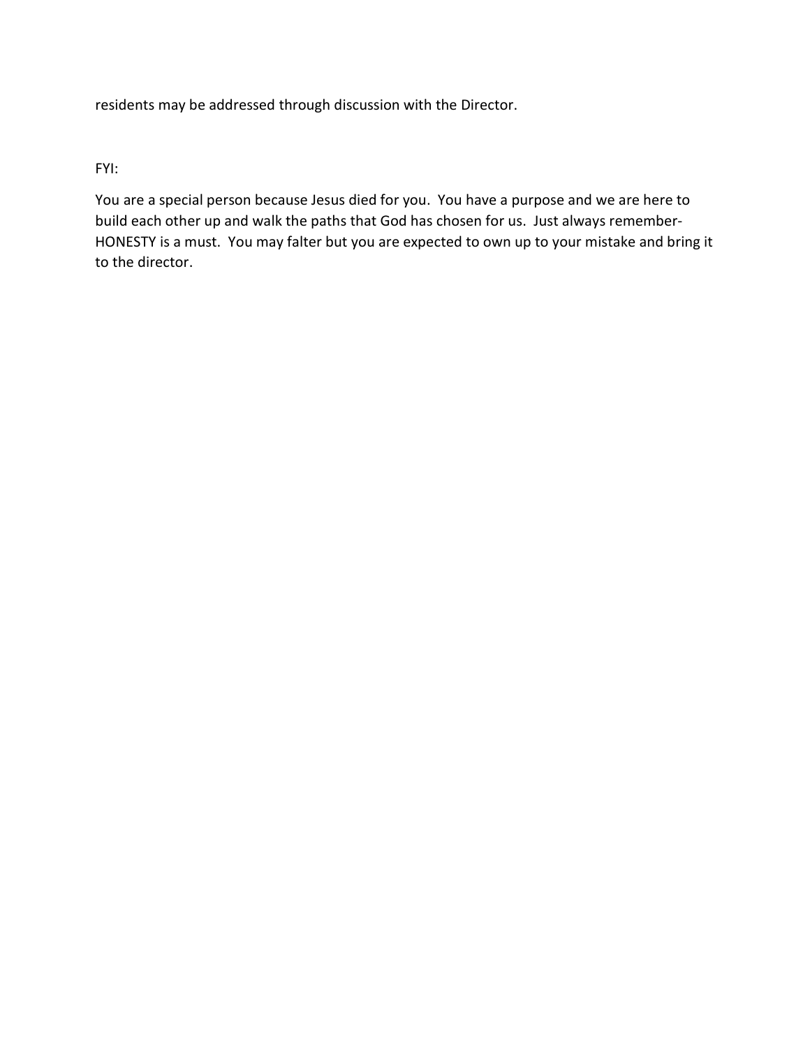residents may be addressed through discussion with the Director.

FYI:

You are a special person because Jesus died for you. You have a purpose and we are here to build each other up and walk the paths that God has chosen for us. Just always remember- HONESTY is a must. You may falter but you are expected to own up to your mistake and bring it to the director.